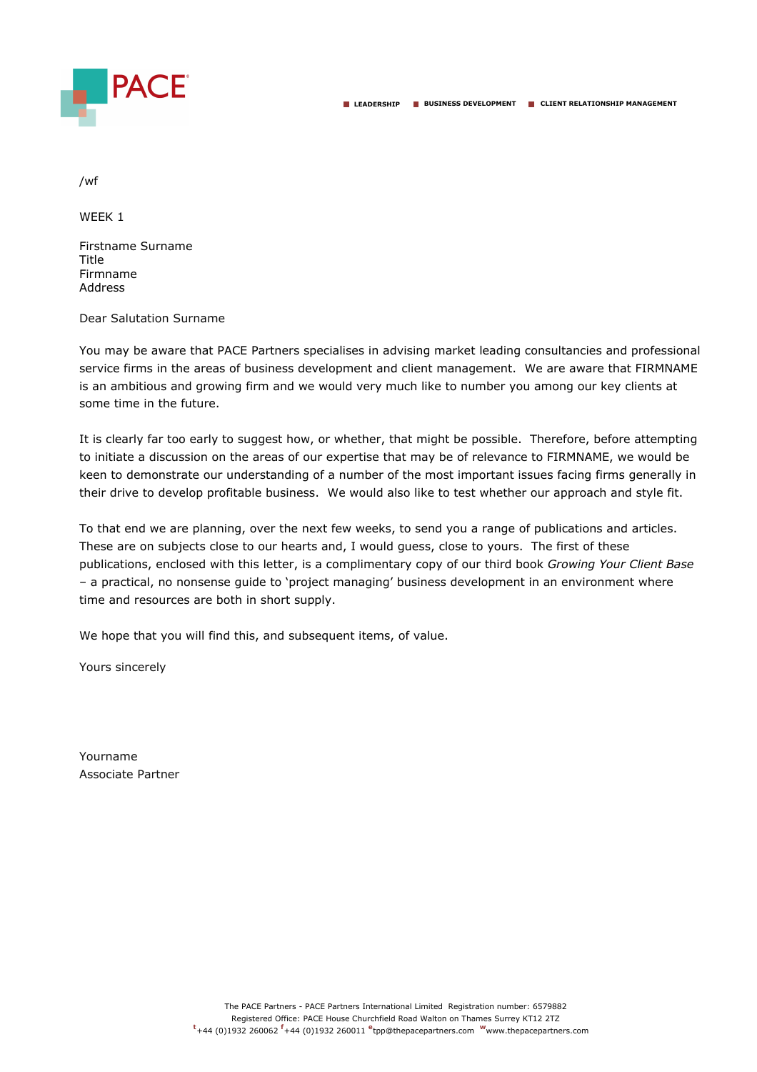PACE

LEADERSHIP ■ BUSINESS DEVELOPMENT ■ CLIENT RELATIONSHIP MANAGEMENT

/wf

WEEK 1

Firstname Surname  
Title  
Firmname  
Address

Dear Salutation Surname

You may be aware that PACE Partners specialises in advising market leading consultancies and professional service firms in the areas of business development and client management. We are aware that FIRMNAME is an ambitious and growing firm and we would very much like to number you among our key clients at some time in the future.

It is clearly far too early to suggest how, or whether, that might be possible. Therefore, before attempting to initiate a discussion on the areas of our expertise that may be of relevance to FIRMNAME, we would be keen to demonstrate our understanding of a number of the most important issues facing firms generally in their drive to develop profitable business. We would also like to test whether our approach and style fit.

To that end we are planning, over the next few weeks, to send you a range of publications and articles. These are on subjects close to our hearts and, I would guess, close to yours. The first of these publications, enclosed with this letter, is a complimentary copy of our third book *Growing Your Client Base* – a practical, no nonsense guide to 'project managing' business development in an environment where time and resources are both in short supply.

We hope that you will find this, and subsequent items, of value.

Yours sincerely

Yourname  
Associate Partner

The PACE Partners - PACE Partners International Limited Registration number: 6579882  
Registered Office: PACE House Churchfield Road Walton on Thames Surrey KT12 2TZ  
t +44 (0)1932 260062 f +44 (0)1932 260011 e tpp@thepacepartners.com w www.thepacepartners.com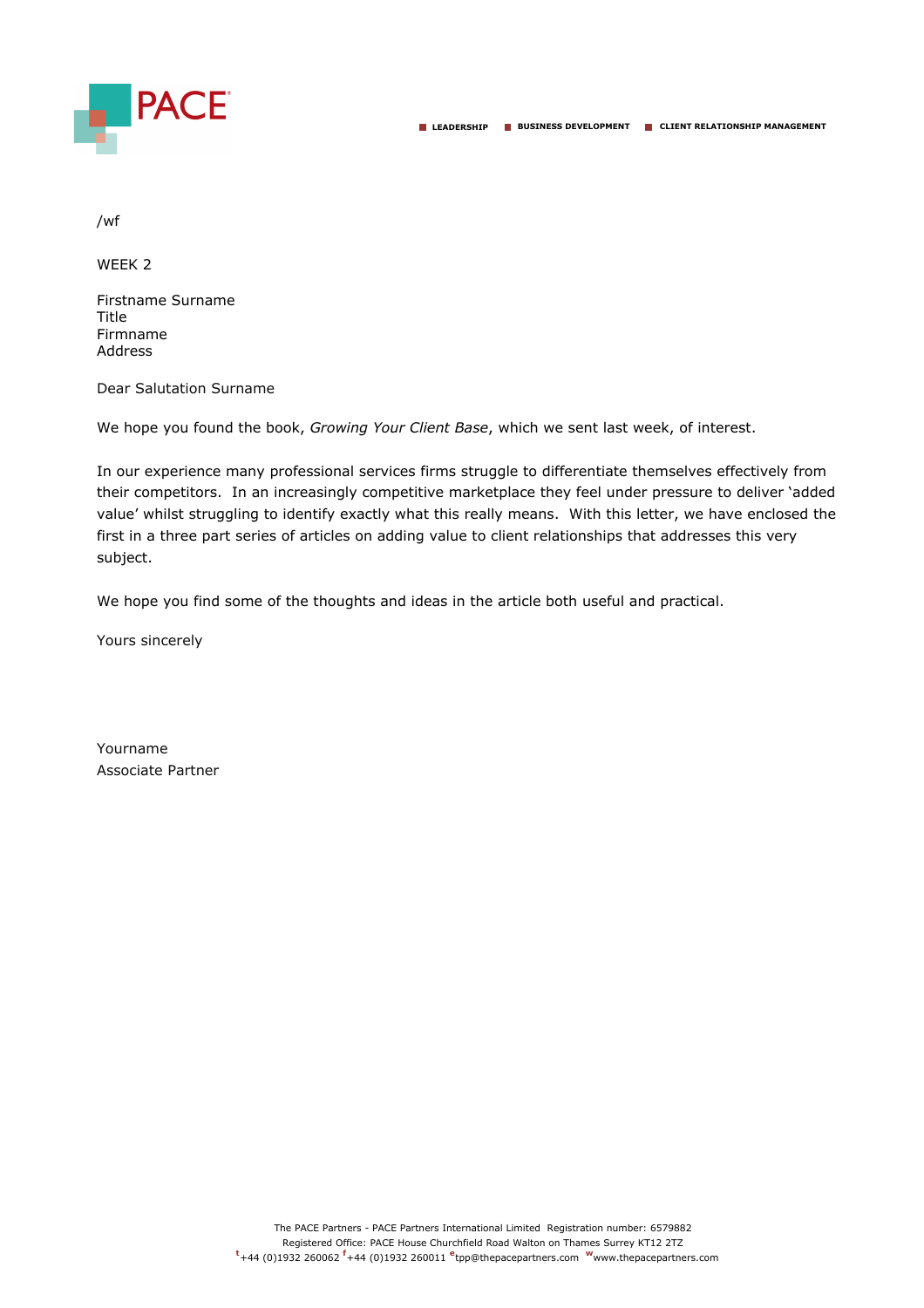PACE

LEADERSHIP  BUSINESS DEVELOPMENT  CLIENT RELATIONSHIP MANAGEMENT

/wf

WEEK 2

Firstname Surname  
Title  
Firmname  
Address

Dear Salutation Surname

We hope you found the book, *Growing Your Client Base*, which we sent last week, of interest.

In our experience many professional services firms struggle to differentiate themselves effectively from their competitors. In an increasingly competitive marketplace they feel under pressure to deliver 'added value' whilst struggling to identify exactly what this really means. With this letter, we have enclosed the first in a three part series of articles on adding value to client relationships that addresses this very subject.

We hope you find some of the thoughts and ideas in the article both useful and practical.

Yours sincerely

Yourname  
Associate Partner

The PACE Partners - PACE Partners International Limited Registration number: 6579882  
Registered Office: PACE House Churchfield Road Walton on Thames Surrey KT12 2TZ  
t +44 (0)1932 260062 f +44 (0)1932 260011 e tpp@thepacepartners.com w www.thepacepartners.com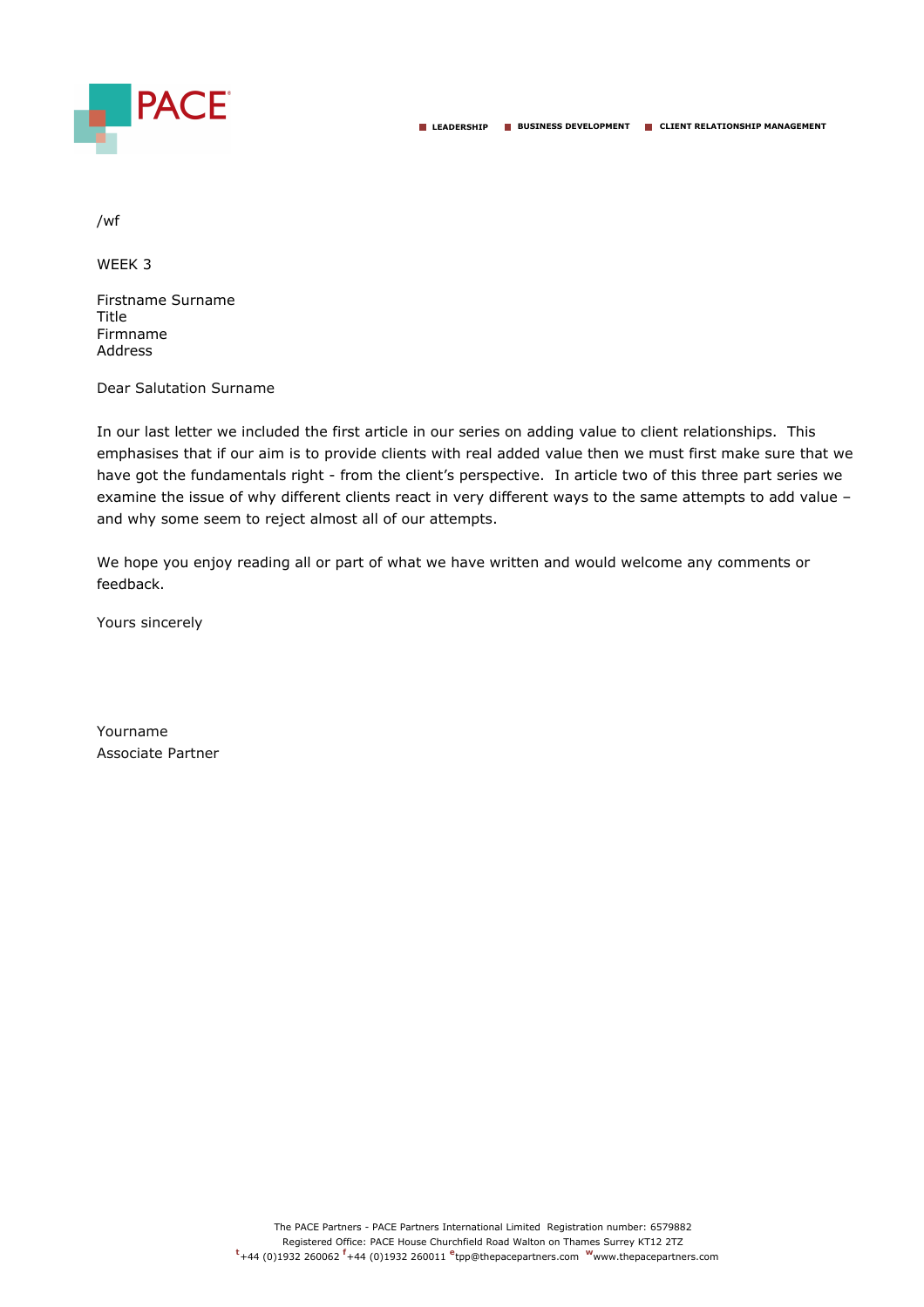PACE

LEADERSHIP BUSINESS DEVELOPMENT CLIENT RELATIONSHIP MANAGEMENT

/wf

WEEK 3

Firstname Surname
Title
Firmname
Address

Dear Salutation Surname

In our last letter we included the first article in our series on adding value to client relationships. This emphasises that if our aim is to provide clients with real added value then we must first make sure that we have got the fundamentals right - from the client's perspective. In article two of this three part series we examine the issue of why different clients react in very different ways to the same attempts to add value – and why some seem to reject almost all of our attempts.

We hope you enjoy reading all or part of what we have written and would welcome any comments or feedback.

Yours sincerely

Yourname
Associate Partner

The PACE Partners - PACE Partners International Limited Registration number: 6579882
Registered Office: PACE House Churchfield Road Walton on Thames Surrey KT12 2TZ
t +44 (0)1932 260062 f +44 (0)1932 260011 e tpp@thepacepartners.com w www.thepacepartners.com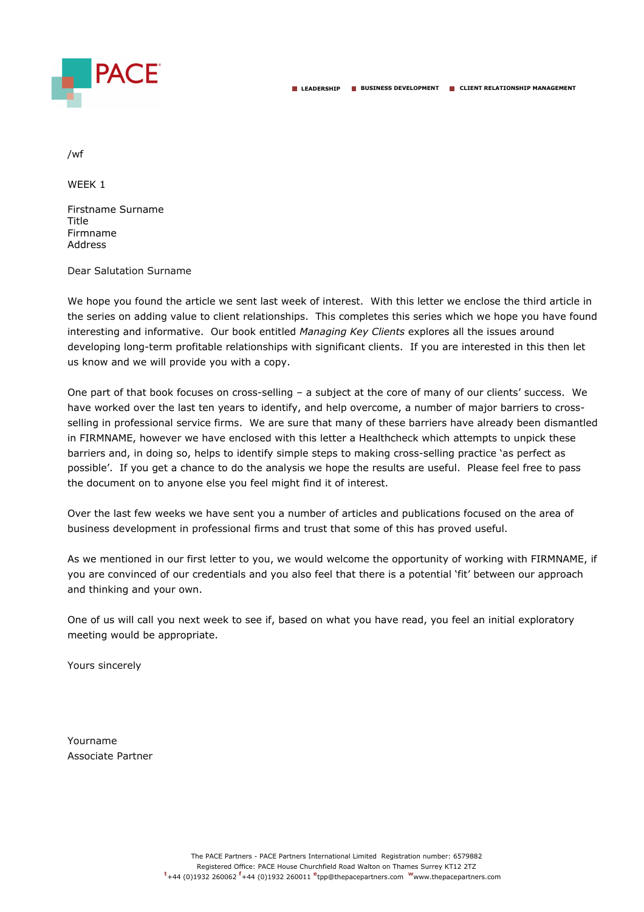PACE

LEADERSHIP ■ BUSINESS DEVELOPMENT ■ CLIENT RELATIONSHIP MANAGEMENT

/wf

WEEK 1

Firstname Surname  
Title  
Firmname  
Address

Dear Salutation Surname

We hope you found the article we sent last week of interest. With this letter we enclose the third article in the series on adding value to client relationships. This completes this series which we hope you have found interesting and informative. Our book entitled *Managing Key Clients* explores all the issues around developing long-term profitable relationships with significant clients. If you are interested in this then let us know and we will provide you with a copy.

One part of that book focuses on cross-selling – a subject at the core of many of our clients' success. We have worked over the last ten years to identify, and help overcome, a number of major barriers to cross-selling in professional service firms. We are sure that many of these barriers have already been dismantled in FIRMNAME, however we have enclosed with this letter a Healthcheck which attempts to unpick these barriers and, in doing so, helps to identify simple steps to making cross-selling practice 'as perfect as possible'. If you get a chance to do the analysis we hope the results are useful. Please feel free to pass the document on to anyone else you feel might find it of interest.

Over the last few weeks we have sent you a number of articles and publications focused on the area of business development in professional firms and trust that some of this has proved useful.

As we mentioned in our first letter to you, we would welcome the opportunity of working with FIRMNAME, if you are convinced of our credentials and you also feel that there is a potential 'fit' between our approach and thinking and your own.

One of us will call you next week to see if, based on what you have read, you feel an initial exploratory meeting would be appropriate.

Yours sincerely

Yourname  
Associate Partner

The PACE Partners - PACE Partners International Limited Registration number: 6579882  
Registered Office: PACE House Churchfield Road Walton on Thames Surrey KT12 2TZ  
t +44 (0)1932 260062 f +44 (0)1932 260011 e tpp@thepacepartners.com w www.thepacepartners.com